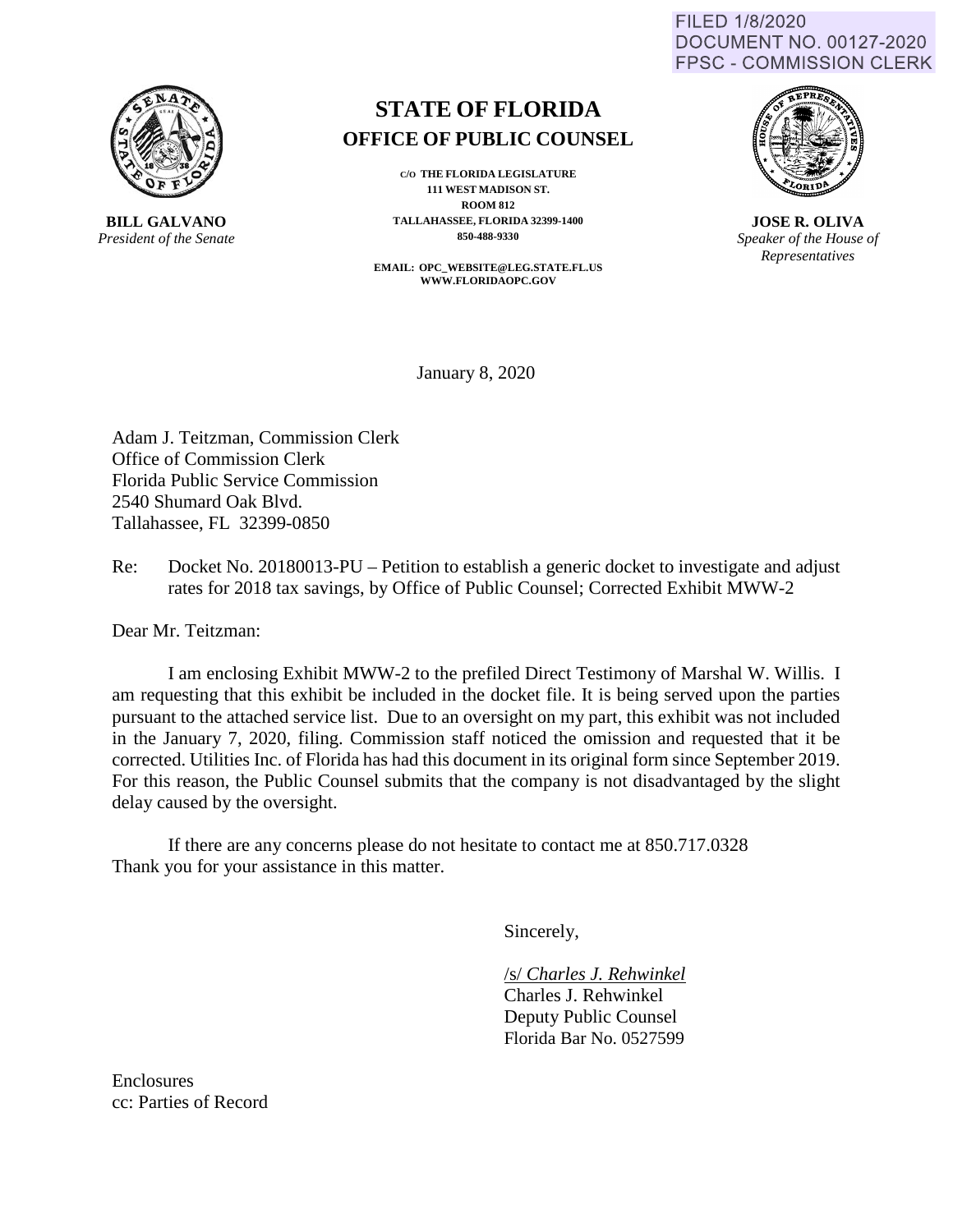FILED 1/8/2020
DOCUMENT NO. 00127-2020
FPSC - COMMISSION CLERK

# STATE OF FLORIDA
## OFFICE OF PUBLIC COUNSEL

**BILL GALVANO**
*President of the Senate*

C/O THE FLORIDA LEGISLATURE
111 WEST MADISON ST.
ROOM 812
TALLAHASSEE, FLORIDA 32399-1400
850-488-9330

EMAIL: OPC_WEBSITE@LEG.STATE.FL.US
WWW.FLORIDAOPC.GOV

**JOSE R. OLIVA**
*Speaker of the House of Representatives*

January 8, 2020

Adam J. Teitzman, Commission Clerk
Office of Commission Clerk
Florida Public Service Commission
2540 Shumard Oak Blvd.
Tallahassee, FL 32399-0850

Re: Docket No. 20180013-PU – Petition to establish a generic docket to investigate and adjust rates for 2018 tax savings, by Office of Public Counsel; Corrected Exhibit MWW-2

Dear Mr. Teitzman:

I am enclosing Exhibit MWW-2 to the prefiled Direct Testimony of Marshal W. Willis. I am requesting that this exhibit be included in the docket file. It is being served upon the parties pursuant to the attached service list. Due to an oversight on my part, this exhibit was not included in the January 7, 2020, filing. Commission staff noticed the omission and requested that it be corrected. Utilities Inc. of Florida has had this document in its original form since September 2019. For this reason, the Public Counsel submits that the company is not disadvantaged by the slight delay caused by the oversight.

If there are any concerns please do not hesitate to contact me at 850.717.0328
Thank you for your assistance in this matter.

Sincerely,

/s/ *Charles J. Rehwinkel*
Charles J. Rehwinkel
Deputy Public Counsel
Florida Bar No. 0527599

Enclosures
cc: Parties of Record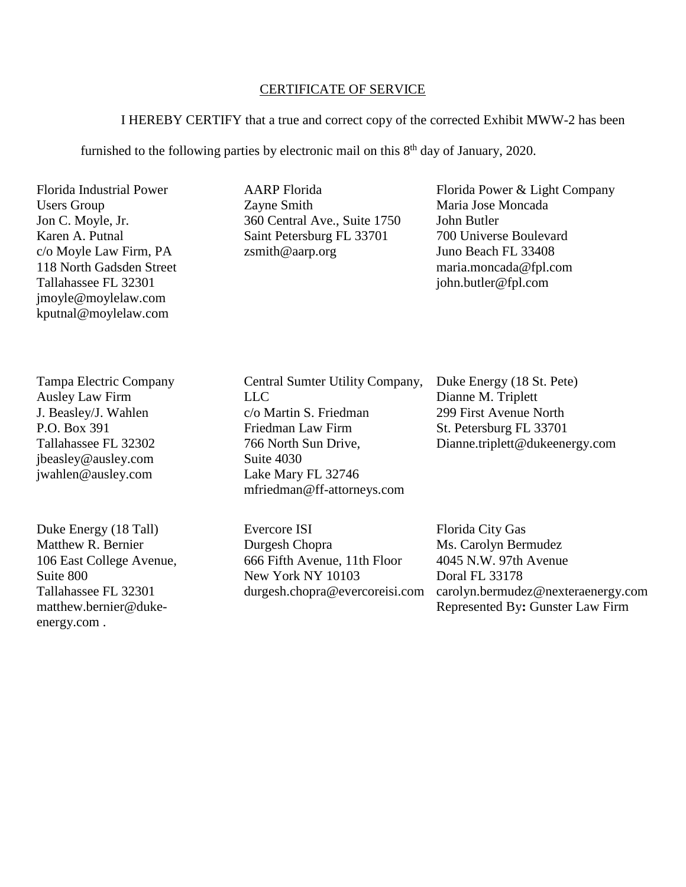## CERTIFICATE OF SERVICE

I HEREBY CERTIFY that a true and correct copy of the corrected Exhibit MWW-2 has been furnished to the following parties by electronic mail on this 8th day of January, 2020.

Florida Industrial Power Users Group
Jon C. Moyle, Jr.
Karen A. Putnal
c/o Moyle Law Firm, PA
118 North Gadsden Street
Tallahassee FL 32301
jmoyle@moylelaw.com
kputnal@moylelaw.com

AARP Florida
Zayne Smith
360 Central Ave., Suite 1750
Saint Petersburg FL 33701
zsmith@aarp.org

Florida Power & Light Company
Maria Jose Moncada
John Butler
700 Universe Boulevard
Juno Beach FL 33408
maria.moncada@fpl.com
john.butler@fpl.com

Tampa Electric Company
Ausley Law Firm
J. Beasley/J. Wahlen
P.O. Box 391
Tallahassee FL 32302
jbeasley@ausley.com
jwahlen@ausley.com

Central Sumter Utility Company, LLC
c/o Martin S. Friedman
Friedman Law Firm
766 North Sun Drive,
Suite 4030
Lake Mary FL 32746
mfriedman@ff-attorneys.com

Duke Energy (18 St. Pete)
Dianne M. Triplett
299 First Avenue North
St. Petersburg FL 33701
Dianne.triplett@dukeenergy.com

Duke Energy (18 Tall)
Matthew R. Bernier
106 East College Avenue,
Suite 800
Tallahassee FL 32301
matthew.bernier@duke-energy.com .

Evercore ISI
Durgesh Chopra
666 Fifth Avenue, 11th Floor
New York NY 10103
durgesh.chopra@evercoreisi.com

Florida City Gas
Ms. Carolyn Bermudez
4045 N.W. 97th Avenue
Doral FL 33178
carolyn.bermudez@nexteraenergy.com
Represented By**:** Gunster Law Firm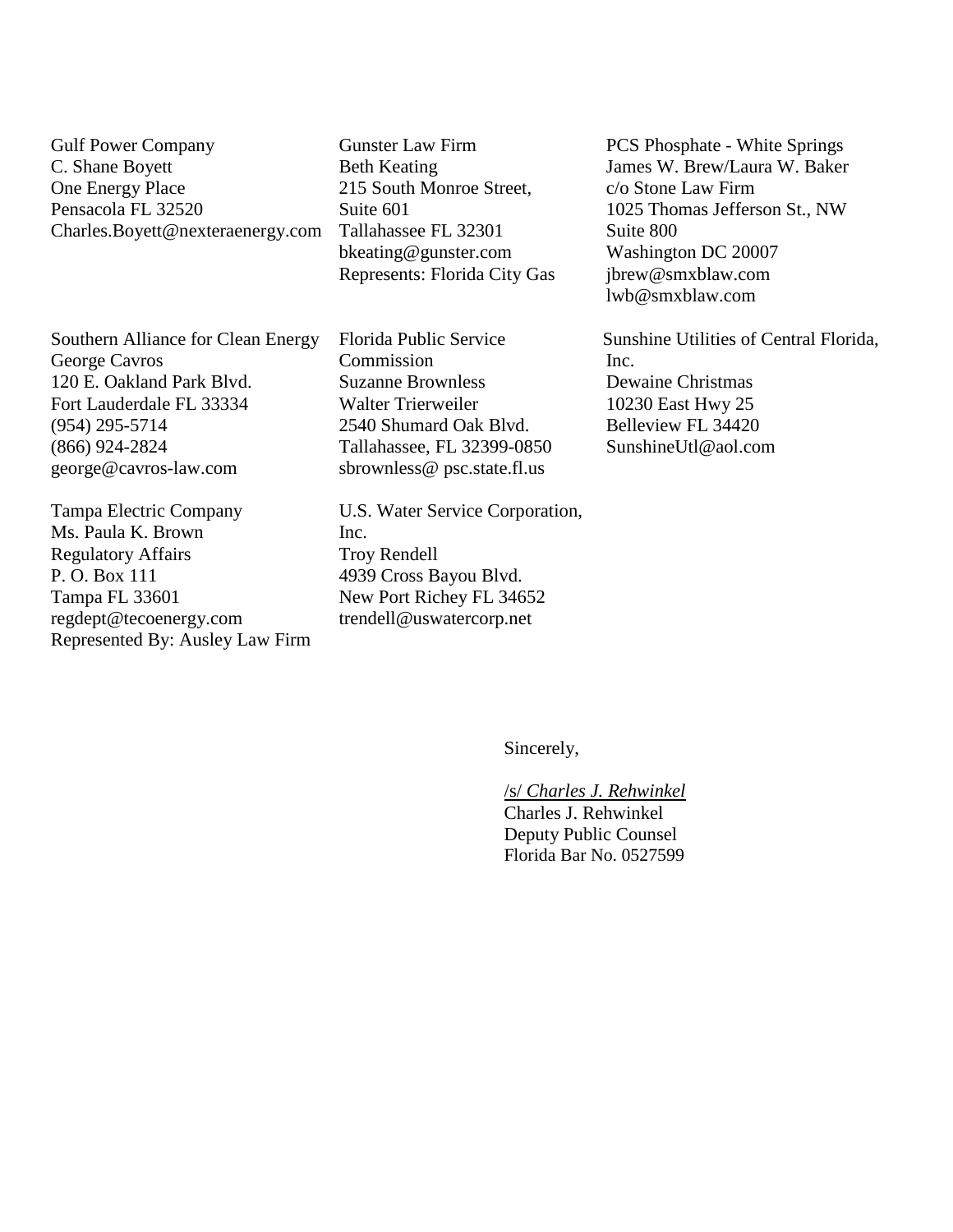Gulf Power Company
C. Shane Boyett
One Energy Place
Pensacola FL 32520
Charles.Boyett@nexteraenergy.com

Gunster Law Firm
Beth Keating
215 South Monroe Street,
Suite 601
Tallahassee FL 32301
bkeating@gunster.com
Represents: Florida City Gas

PCS Phosphate - White Springs
James W. Brew/Laura W. Baker
c/o Stone Law Firm
1025 Thomas Jefferson St., NW
Suite 800
Washington DC 20007
jbrew@smxblaw.com
lwb@smxblaw.com

Southern Alliance for Clean Energy
George Cavros
120 E. Oakland Park Blvd.
Fort Lauderdale FL 33334
(954) 295-5714
(866) 924-2824
george@cavros-law.com

Florida Public Service Commission
Suzanne Brownless
Walter Trierweiler
2540 Shumard Oak Blvd.
Tallahassee, FL 32399-0850
sbrownless@ psc.state.fl.us

Sunshine Utilities of Central Florida, Inc.
Dewaine Christmas
10230 East Hwy 25
Belleview FL 34420
SunshineUtl@aol.com

Tampa Electric Company
Ms. Paula K. Brown
Regulatory Affairs
P. O. Box 111
Tampa FL 33601
regdept@tecoenergy.com
Represented By: Ausley Law Firm

U.S. Water Service Corporation, Inc.
Troy Rendell
4939 Cross Bayou Blvd.
New Port Richey FL 34652
trendell@uswatercorp.net

Sincerely,

/s/ *Charles J. Rehwinkel*
Charles J. Rehwinkel
Deputy Public Counsel
Florida Bar No. 0527599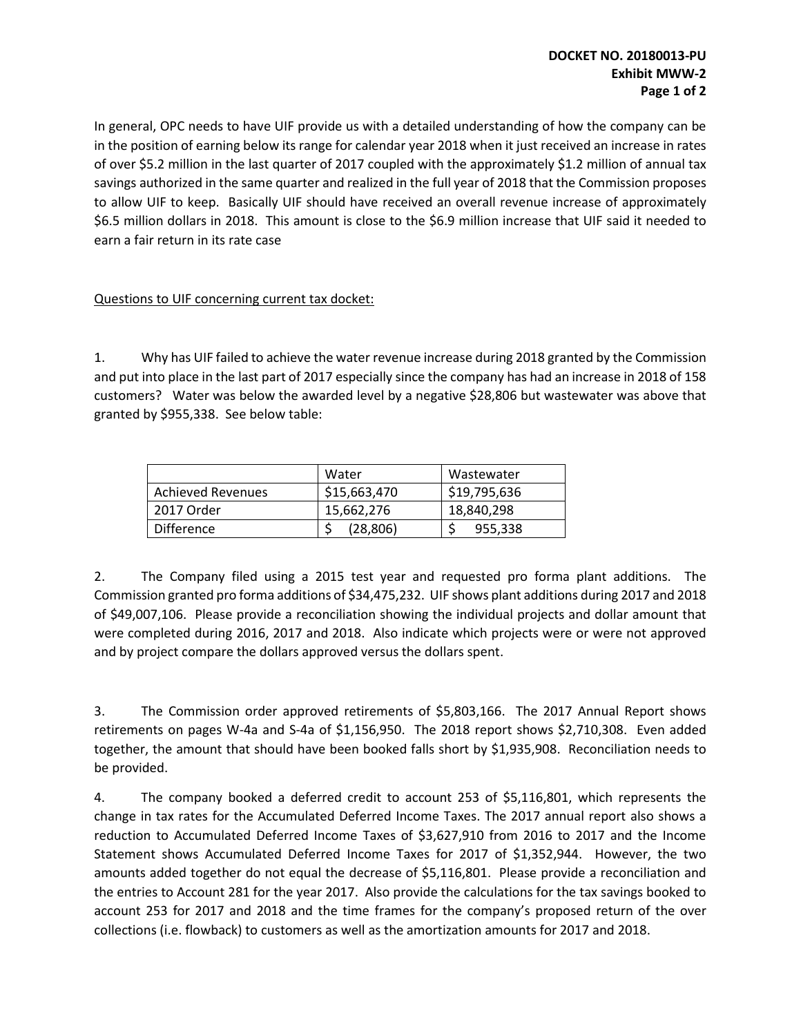In general, OPC needs to have UIF provide us with a detailed understanding of how the company can be in the position of earning below its range for calendar year 2018 when it just received an increase in rates of over \$5.2 million in the last quarter of 2017 coupled with the approximately \$1.2 million of annual tax savings authorized in the same quarter and realized in the full year of 2018 that the Commission proposes to allow UIF to keep. Basically UIF should have received an overall revenue increase of approximately \$6.5 million dollars in 2018. This amount is close to the \$6.9 million increase that UIF said it needed to earn a fair return in its rate case

<u>Questions to UIF concerning current tax docket:</u>

1. Why has UIF failed to achieve the water revenue increase during 2018 granted by the Commission and put into place in the last part of 2017 especially since the company has had an increase in 2018 of 158 customers? Water was below the awarded level by a negative \$28,806 but wastewater was above that granted by \$955,338. See below table:

| | Water | Wastewater |
|---|---|---|
| Achieved Revenues | \$15,663,470 | \$19,795,636 |
| 2017 Order | 15,662,276 | 18,840,298 |
| Difference | \$ (28,806) | \$ 955,338 |

2. The Company filed using a 2015 test year and requested pro forma plant additions. The Commission granted pro forma additions of \$34,475,232. UIF shows plant additions during 2017 and 2018 of \$49,007,106. Please provide a reconciliation showing the individual projects and dollar amount that were completed during 2016, 2017 and 2018. Also indicate which projects were or were not approved and by project compare the dollars approved versus the dollars spent.

3. The Commission order approved retirements of \$5,803,166. The 2017 Annual Report shows retirements on pages W-4a and S-4a of \$1,156,950. The 2018 report shows \$2,710,308. Even added together, the amount that should have been booked falls short by \$1,935,908. Reconciliation needs to be provided.

4. The company booked a deferred credit to account 253 of \$5,116,801, which represents the change in tax rates for the Accumulated Deferred Income Taxes. The 2017 annual report also shows a reduction to Accumulated Deferred Income Taxes of \$3,627,910 from 2016 to 2017 and the Income Statement shows Accumulated Deferred Income Taxes for 2017 of \$1,352,944. However, the two amounts added together do not equal the decrease of \$5,116,801. Please provide a reconciliation and the entries to Account 281 for the year 2017. Also provide the calculations for the tax savings booked to account 253 for 2017 and 2018 and the time frames for the company's proposed return of the over collections (i.e. flowback) to customers as well as the amortization amounts for 2017 and 2018.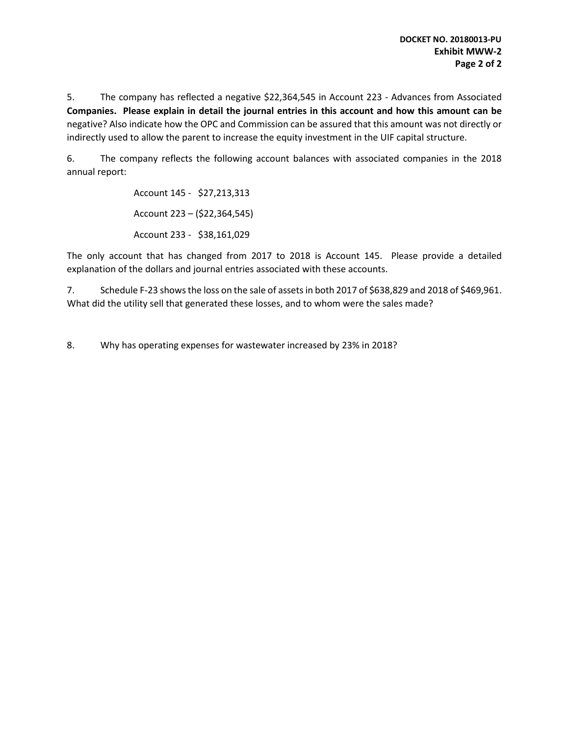5. The company has reflected a negative $22,364,545 in Account 223 - Advances from Associated **Companies. Please explain in detail the journal entries in this account and how this amount can be** negative? Also indicate how the OPC and Commission can be assured that this amount was not directly or indirectly used to allow the parent to increase the equity investment in the UIF capital structure.

6. The company reflects the following account balances with associated companies in the 2018 annual report:

Account 145 - $27,213,313

Account 223 – ($22,364,545)

Account 233 - $38,161,029

The only account that has changed from 2017 to 2018 is Account 145. Please provide a detailed explanation of the dollars and journal entries associated with these accounts.

7. Schedule F-23 shows the loss on the sale of assets in both 2017 of $638,829 and 2018 of $469,961. What did the utility sell that generated these losses, and to whom were the sales made?

8. Why has operating expenses for wastewater increased by 23% in 2018?